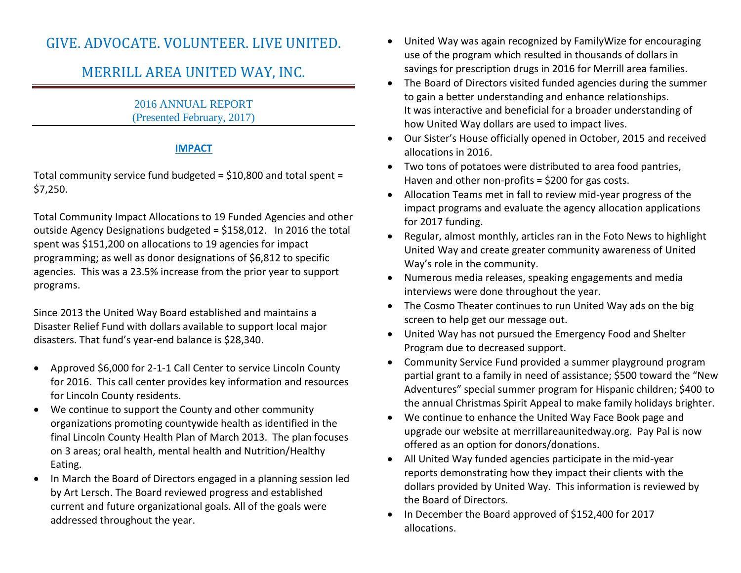# GIVE. ADVOCATE. VOLUNTEER. LIVE UNITED.

# MERRILL AREA UNITED WAY, INC.

2016 ANNUAL REPORT
(Presented February, 2017)

## IMPACT

Total community service fund budgeted = $10,800 and total spent = $7,250.

Total Community Impact Allocations to 19 Funded Agencies and other outside Agency Designations budgeted = $158,012. In 2016 the total spent was $151,200 on allocations to 19 agencies for impact programming; as well as donor designations of $6,812 to specific agencies. This was a 23.5% increase from the prior year to support programs.

Since 2013 the United Way Board established and maintains a Disaster Relief Fund with dollars available to support local major disasters. That fund's year-end balance is $28,340.

- Approved $6,000 for 2-1-1 Call Center to service Lincoln County for 2016. This call center provides key information and resources for Lincoln County residents.
- We continue to support the County and other community organizations promoting countywide health as identified in the final Lincoln County Health Plan of March 2013. The plan focuses on 3 areas; oral health, mental health and Nutrition/Healthy Eating.
- In March the Board of Directors engaged in a planning session led by Art Lersch. The Board reviewed progress and established current and future organizational goals. All of the goals were addressed throughout the year.
- United Way was again recognized by FamilyWize for encouraging use of the program which resulted in thousands of dollars in savings for prescription drugs in 2016 for Merrill area families.
- The Board of Directors visited funded agencies during the summer to gain a better understanding and enhance relationships. It was interactive and beneficial for a broader understanding of how United Way dollars are used to impact lives.
- Our Sister's House officially opened in October, 2015 and received allocations in 2016.
- Two tons of potatoes were distributed to area food pantries, Haven and other non-profits = $200 for gas costs.
- Allocation Teams met in fall to review mid-year progress of the impact programs and evaluate the agency allocation applications for 2017 funding.
- Regular, almost monthly, articles ran in the Foto News to highlight United Way and create greater community awareness of United Way's role in the community.
- Numerous media releases, speaking engagements and media interviews were done throughout the year.
- The Cosmo Theater continues to run United Way ads on the big screen to help get our message out.
- United Way has not pursued the Emergency Food and Shelter Program due to decreased support.
- Community Service Fund provided a summer playground program partial grant to a family in need of assistance; $500 toward the "New Adventures" special summer program for Hispanic children; $400 to the annual Christmas Spirit Appeal to make family holidays brighter.
- We continue to enhance the United Way Face Book page and upgrade our website at merrillareaunitedway.org. Pay Pal is now offered as an option for donors/donations.
- All United Way funded agencies participate in the mid-year reports demonstrating how they impact their clients with the dollars provided by United Way. This information is reviewed by the Board of Directors.
- In December the Board approved of $152,400 for 2017 allocations.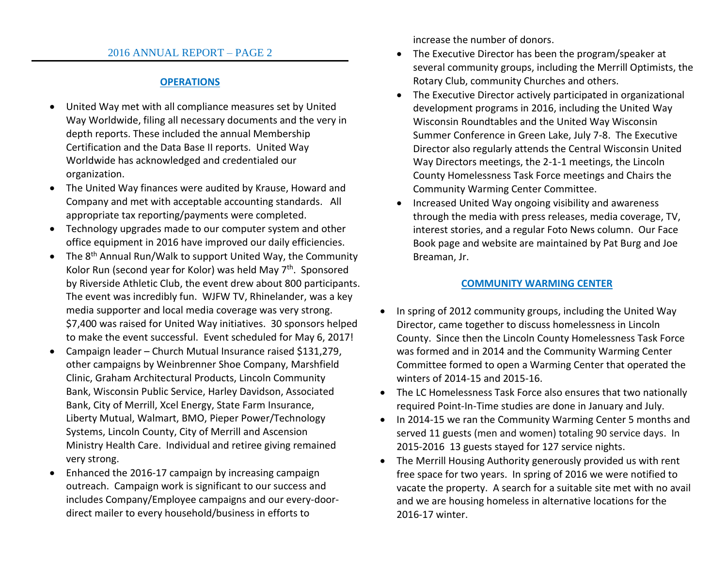## OPERATIONS

- United Way met with all compliance measures set by United Way Worldwide, filing all necessary documents and the very in depth reports. These included the annual Membership Certification and the Data Base II reports. United Way Worldwide has acknowledged and credentialed our organization.
- The United Way finances were audited by Krause, Howard and Company and met with acceptable accounting standards. All appropriate tax reporting/payments were completed.
- Technology upgrades made to our computer system and other office equipment in 2016 have improved our daily efficiencies.
- The 8th Annual Run/Walk to support United Way, the Community Kolor Run (second year for Kolor) was held May 7th. Sponsored by Riverside Athletic Club, the event drew about 800 participants. The event was incredibly fun. WJFW TV, Rhinelander, was a key media supporter and local media coverage was very strong. $7,400 was raised for United Way initiatives. 30 sponsors helped to make the event successful. Event scheduled for May 6, 2017!
- Campaign leader – Church Mutual Insurance raised $131,279, other campaigns by Weinbrenner Shoe Company, Marshfield Clinic, Graham Architectural Products, Lincoln Community Bank, Wisconsin Public Service, Harley Davidson, Associated Bank, City of Merrill, Xcel Energy, State Farm Insurance, Liberty Mutual, Walmart, BMO, Pieper Power/Technology Systems, Lincoln County, City of Merrill and Ascension Ministry Health Care. Individual and retiree giving remained very strong.
- Enhanced the 2016-17 campaign by increasing campaign outreach. Campaign work is significant to our success and includes Company/Employee campaigns and our every-door-direct mailer to every household/business in efforts to increase the number of donors.
- The Executive Director has been the program/speaker at several community groups, including the Merrill Optimists, the Rotary Club, community Churches and others.
- The Executive Director actively participated in organizational development programs in 2016, including the United Way Wisconsin Roundtables and the United Way Wisconsin Summer Conference in Green Lake, July 7-8. The Executive Director also regularly attends the Central Wisconsin United Way Directors meetings, the 2-1-1 meetings, the Lincoln County Homelessness Task Force meetings and Chairs the Community Warming Center Committee.
- Increased United Way ongoing visibility and awareness through the media with press releases, media coverage, TV, interest stories, and a regular Foto News column. Our Face Book page and website are maintained by Pat Burg and Joe Breaman, Jr.

## COMMUNITY WARMING CENTER

- In spring of 2012 community groups, including the United Way Director, came together to discuss homelessness in Lincoln County. Since then the Lincoln County Homelessness Task Force was formed and in 2014 and the Community Warming Center Committee formed to open a Warming Center that operated the winters of 2014-15 and 2015-16.
- The LC Homelessness Task Force also ensures that two nationally required Point-In-Time studies are done in January and July.
- In 2014-15 we ran the Community Warming Center 5 months and served 11 guests (men and women) totaling 90 service days. In 2015-2016 13 guests stayed for 127 service nights.
- The Merrill Housing Authority generously provided us with rent free space for two years. In spring of 2016 we were notified to vacate the property. A search for a suitable site met with no avail and we are housing homeless in alternative locations for the 2016-17 winter.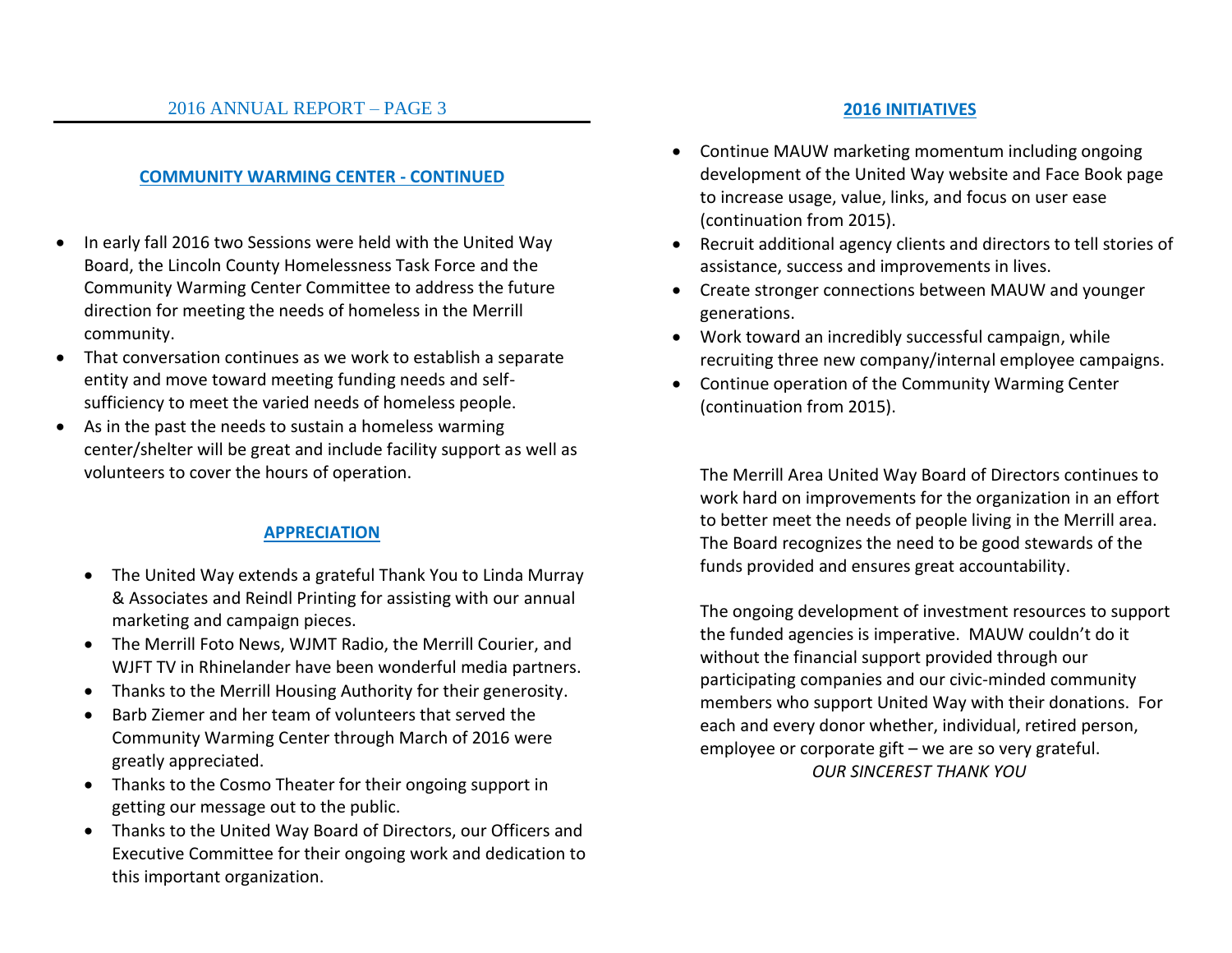## COMMUNITY WARMING CENTER - CONTINUED

- In early fall 2016 two Sessions were held with the United Way Board, the Lincoln County Homelessness Task Force and the Community Warming Center Committee to address the future direction for meeting the needs of homeless in the Merrill community.
- That conversation continues as we work to establish a separate entity and move toward meeting funding needs and self-sufficiency to meet the varied needs of homeless people.
- As in the past the needs to sustain a homeless warming center/shelter will be great and include facility support as well as volunteers to cover the hours of operation.

## APPRECIATION

- The United Way extends a grateful Thank You to Linda Murray & Associates and Reindl Printing for assisting with our annual marketing and campaign pieces.
- The Merrill Foto News, WJMT Radio, the Merrill Courier, and WJFT TV in Rhinelander have been wonderful media partners.
- Thanks to the Merrill Housing Authority for their generosity.
- Barb Ziemer and her team of volunteers that served the Community Warming Center through March of 2016 were greatly appreciated.
- Thanks to the Cosmo Theater for their ongoing support in getting our message out to the public.
- Thanks to the United Way Board of Directors, our Officers and Executive Committee for their ongoing work and dedication to this important organization.

## 2016 INITIATIVES

- Continue MAUW marketing momentum including ongoing development of the United Way website and Face Book page to increase usage, value, links, and focus on user ease (continuation from 2015).
- Recruit additional agency clients and directors to tell stories of assistance, success and improvements in lives.
- Create stronger connections between MAUW and younger generations.
- Work toward an incredibly successful campaign, while recruiting three new company/internal employee campaigns.
- Continue operation of the Community Warming Center (continuation from 2015).

The Merrill Area United Way Board of Directors continues to work hard on improvements for the organization in an effort to better meet the needs of people living in the Merrill area. The Board recognizes the need to be good stewards of the funds provided and ensures great accountability.

The ongoing development of investment resources to support the funded agencies is imperative. MAUW couldn't do it without the financial support provided through our participating companies and our civic-minded community members who support United Way with their donations. For each and every donor whether, individual, retired person, employee or corporate gift – we are so very grateful.

*OUR SINCEREST THANK YOU*